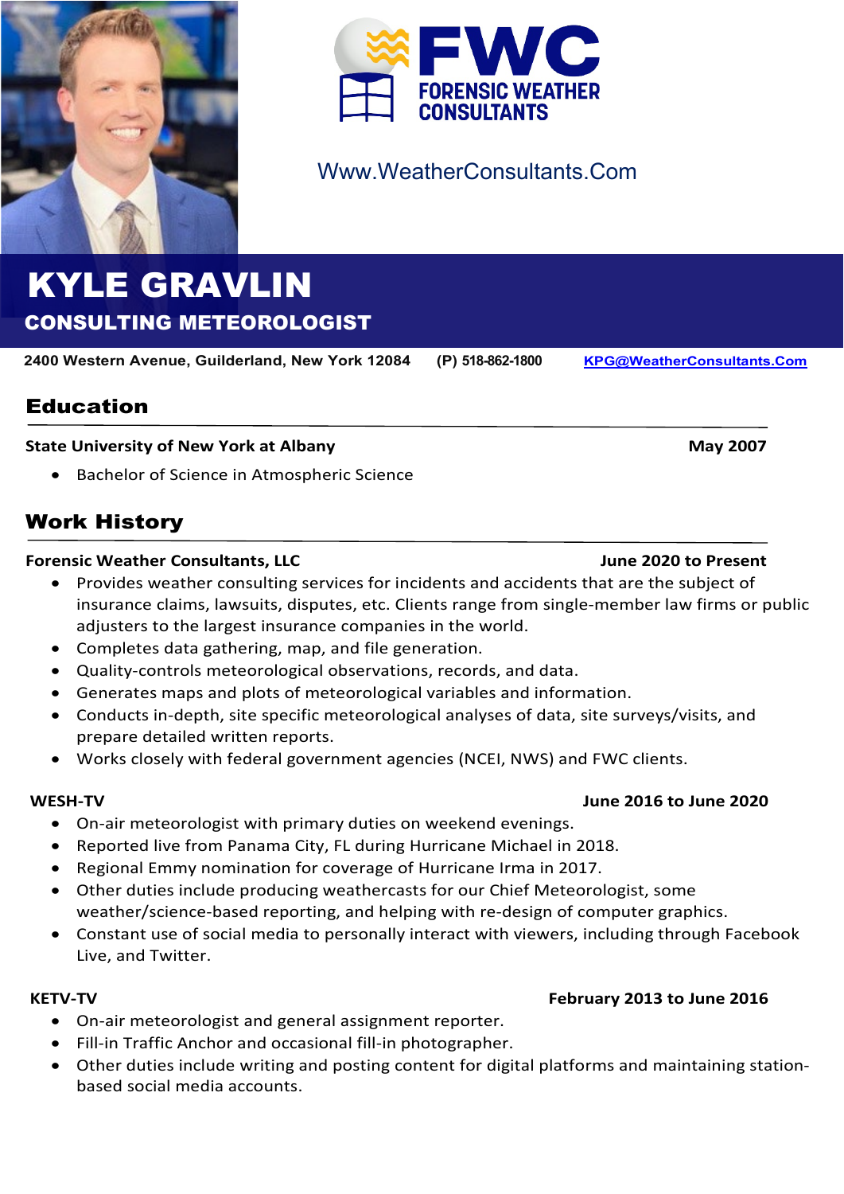FWC FORENSIC WEATHER CONSULTANTS

Www.WeatherConsultants.Com

# KYLE GRAVLIN

## CONSULTING METEOROLOGIST

**2400 Western Avenue, Guilderland, New York 12084** **(P) 518-862-1800** **KPG@WeatherConsultants.Com**

## Education

**State University of New York at Albany** **May 2007**

- Bachelor of Science in Atmospheric Science

## Work History

**Forensic Weather Consultants, LLC** **June 2020 to Present**

- Provides weather consulting services for incidents and accidents that are the subject of insurance claims, lawsuits, disputes, etc. Clients range from single-member law firms or public adjusters to the largest insurance companies in the world.
- Completes data gathering, map, and file generation.
- Quality-controls meteorological observations, records, and data.
- Generates maps and plots of meteorological variables and information.
- Conducts in-depth, site specific meteorological analyses of data, site surveys/visits, and prepare detailed written reports.
- Works closely with federal government agencies (NCEI, NWS) and FWC clients.

**WESH-TV** **June 2016 to June 2020**

- On-air meteorologist with primary duties on weekend evenings.
- Reported live from Panama City, FL during Hurricane Michael in 2018.
- Regional Emmy nomination for coverage of Hurricane Irma in 2017.
- Other duties include producing weathercasts for our Chief Meteorologist, some weather/science-based reporting, and helping with re-design of computer graphics.
- Constant use of social media to personally interact with viewers, including through Facebook Live, and Twitter.

**KETV-TV** **February 2013 to June 2016**

- On-air meteorologist and general assignment reporter.
- Fill-in Traffic Anchor and occasional fill-in photographer.
- Other duties include writing and posting content for digital platforms and maintaining station-based social media accounts.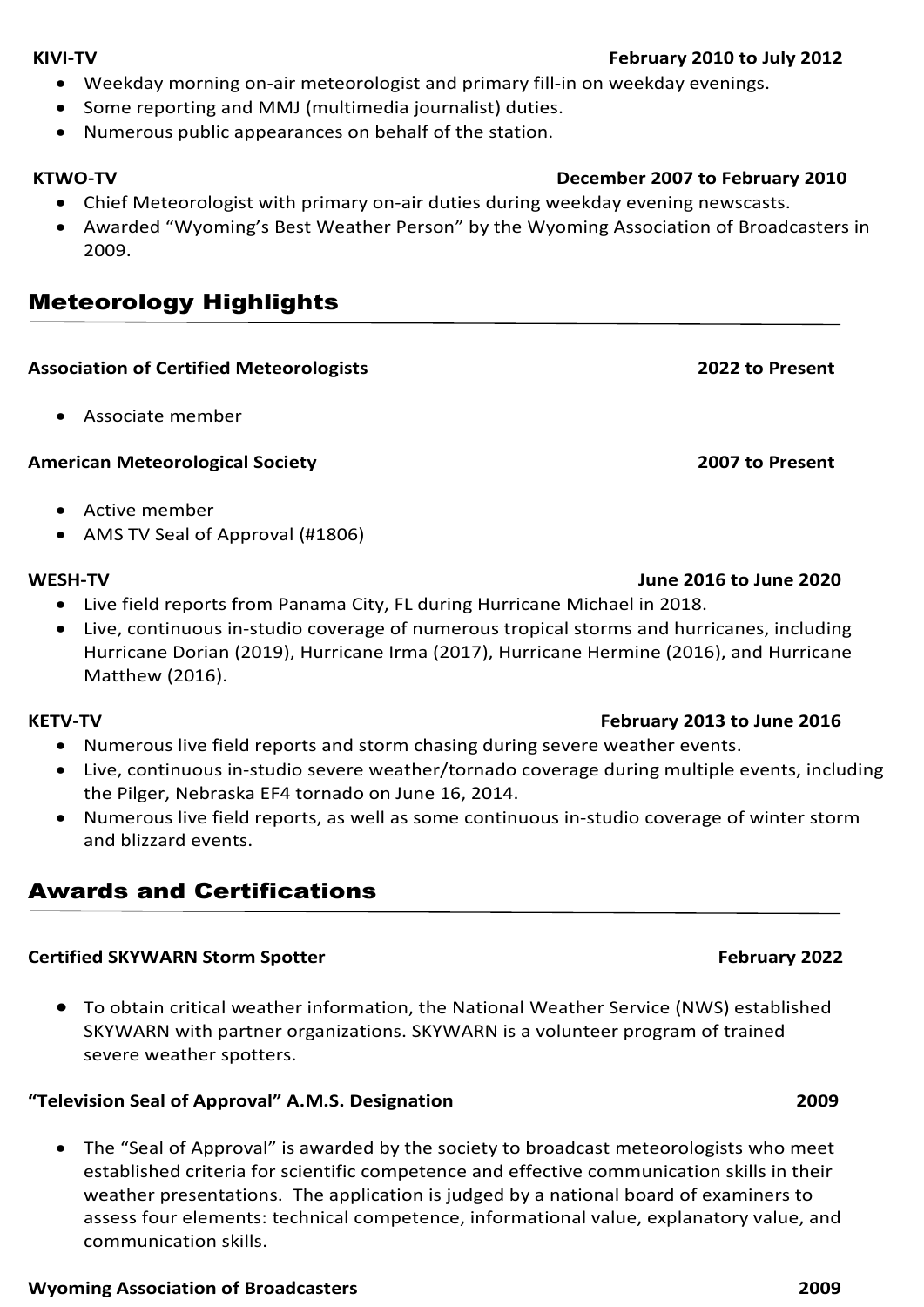**KIVI-TV** **February 2010 to July 2012**

- Weekday morning on-air meteorologist and primary fill-in on weekday evenings.
- Some reporting and MMJ (multimedia journalist) duties.
- Numerous public appearances on behalf of the station.

**KTWO-TV** **December 2007 to February 2010**

- Chief Meteorologist with primary on-air duties during weekday evening newscasts.
- Awarded "Wyoming's Best Weather Person" by the Wyoming Association of Broadcasters in 2009.

## Meteorology Highlights

**Association of Certified Meteorologists** **2022 to Present**

- Associate member

**American Meteorological Society** **2007 to Present**

- Active member
- AMS TV Seal of Approval (#1806)

**WESH-TV** **June 2016 to June 2020**

- Live field reports from Panama City, FL during Hurricane Michael in 2018.
- Live, continuous in-studio coverage of numerous tropical storms and hurricanes, including Hurricane Dorian (2019), Hurricane Irma (2017), Hurricane Hermine (2016), and Hurricane Matthew (2016).

**KETV-TV** **February 2013 to June 2016**

- Numerous live field reports and storm chasing during severe weather events.
- Live, continuous in-studio severe weather/tornado coverage during multiple events, including the Pilger, Nebraska EF4 tornado on June 16, 2014.
- Numerous live field reports, as well as some continuous in-studio coverage of winter storm and blizzard events.

## Awards and Certifications

**Certified SKYWARN Storm Spotter** **February 2022**

- To obtain critical weather information, the National Weather Service (NWS) established SKYWARN with partner organizations. SKYWARN is a volunteer program of trained severe weather spotters.

**"Television Seal of Approval" A.M.S. Designation** **2009**

- The "Seal of Approval" is awarded by the society to broadcast meteorologists who meet established criteria for scientific competence and effective communication skills in their weather presentations. The application is judged by a national board of examiners to assess four elements: technical competence, informational value, explanatory value, and communication skills.

**Wyoming Association of Broadcasters** **2009**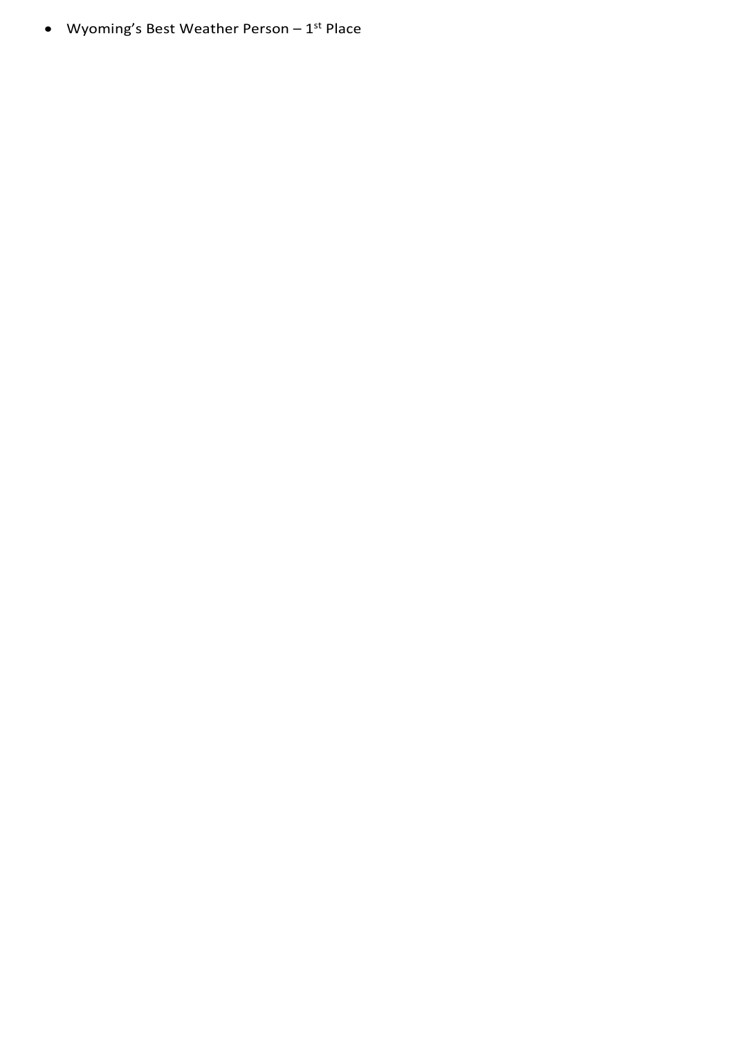- Wyoming's Best Weather Person – 1st Place